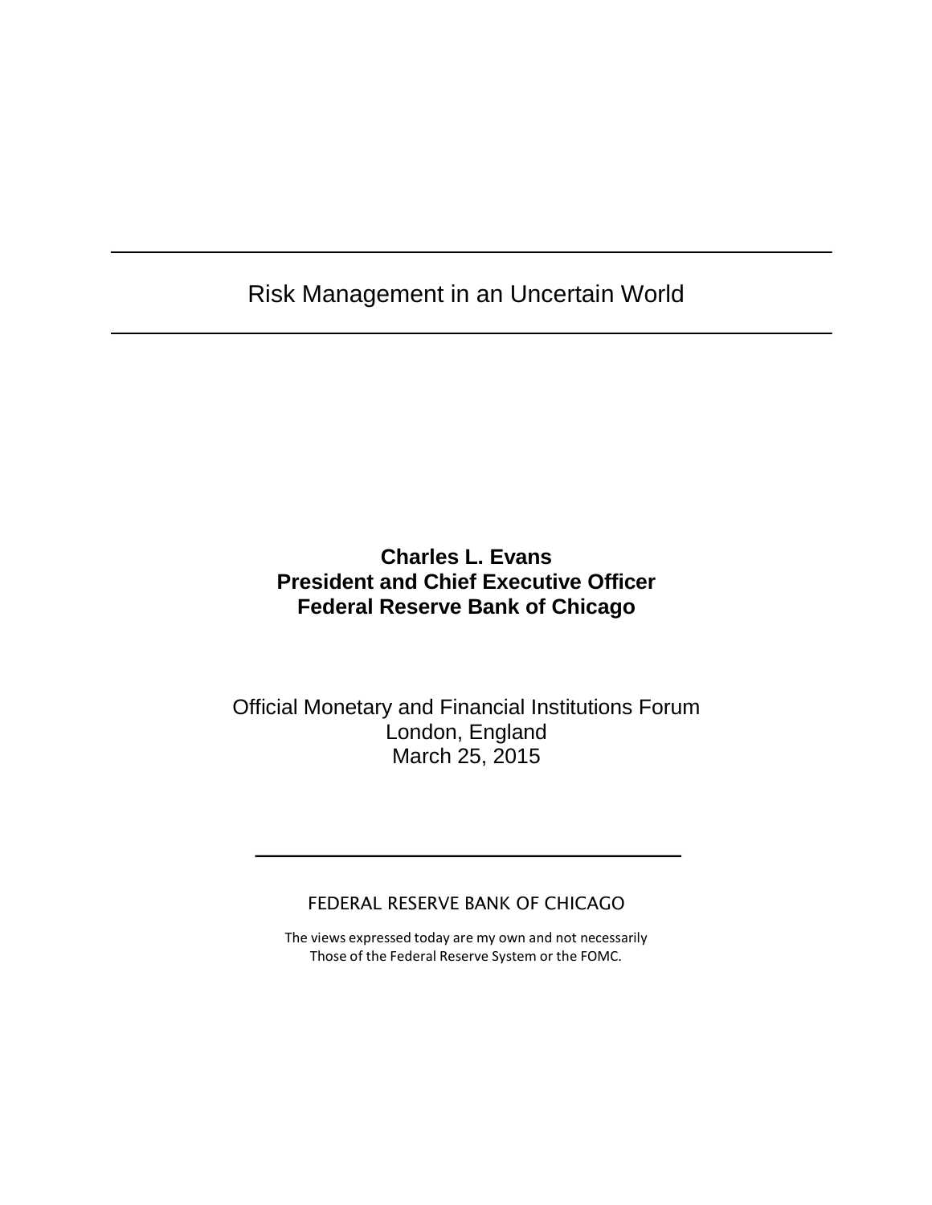# Risk Management in an Uncertain World

**Charles L. Evans**
**President and Chief Executive Officer**
**Federal Reserve Bank of Chicago**

Official Monetary and Financial Institutions Forum
London, England
March 25, 2015

FEDERAL RESERVE BANK OF CHICAGO

The views expressed today are my own and not necessarily
Those of the Federal Reserve System or the FOMC.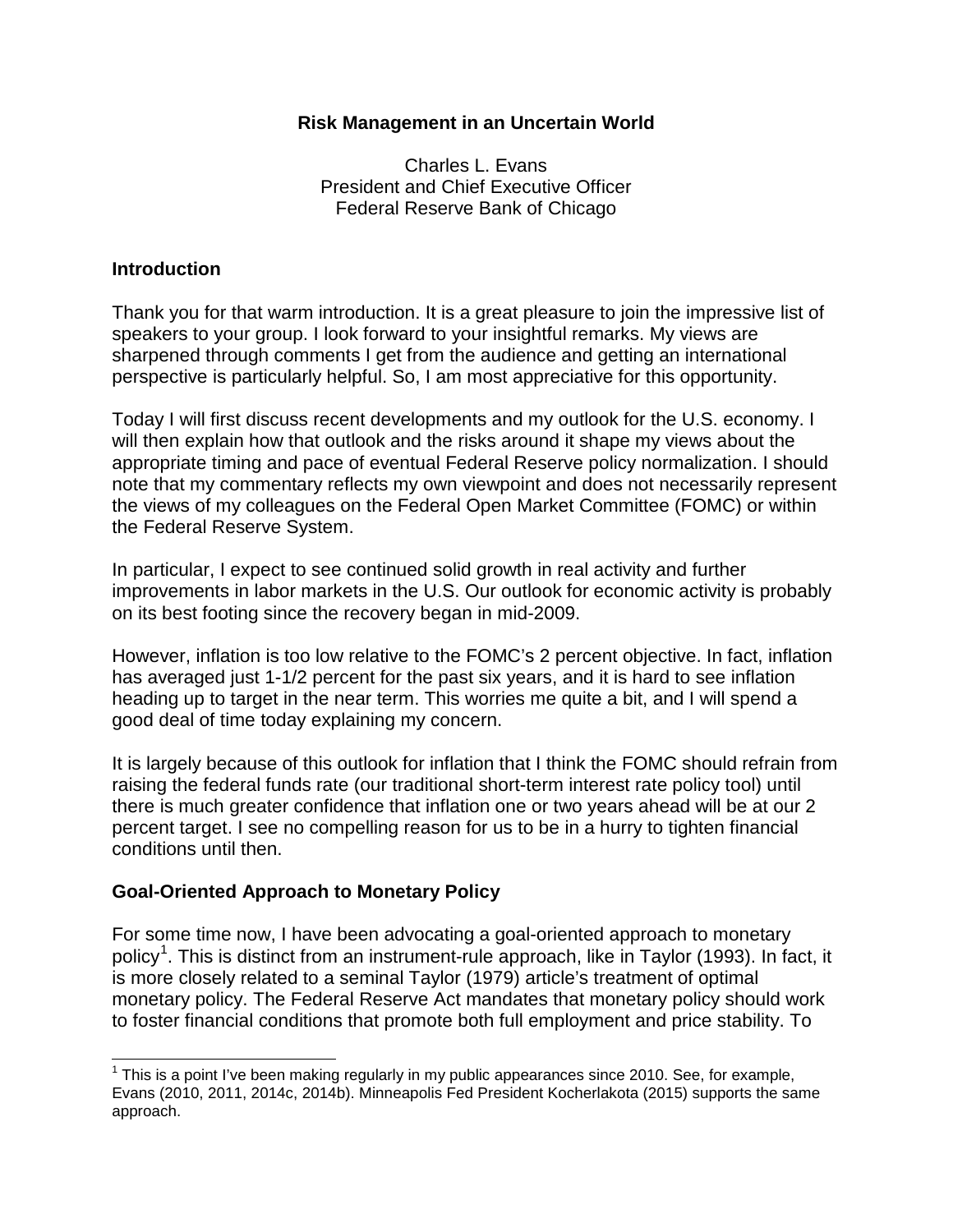**Risk Management in an Uncertain World**

Charles L. Evans
President and Chief Executive Officer
Federal Reserve Bank of Chicago

## Introduction

Thank you for that warm introduction. It is a great pleasure to join the impressive list of speakers to your group. I look forward to your insightful remarks. My views are sharpened through comments I get from the audience and getting an international perspective is particularly helpful. So, I am most appreciative for this opportunity.

Today I will first discuss recent developments and my outlook for the U.S. economy. I will then explain how that outlook and the risks around it shape my views about the appropriate timing and pace of eventual Federal Reserve policy normalization. I should note that my commentary reflects my own viewpoint and does not necessarily represent the views of my colleagues on the Federal Open Market Committee (FOMC) or within the Federal Reserve System.

In particular, I expect to see continued solid growth in real activity and further improvements in labor markets in the U.S. Our outlook for economic activity is probably on its best footing since the recovery began in mid-2009.

However, inflation is too low relative to the FOMC's 2 percent objective. In fact, inflation has averaged just 1-1/2 percent for the past six years, and it is hard to see inflation heading up to target in the near term. This worries me quite a bit, and I will spend a good deal of time today explaining my concern.

It is largely because of this outlook for inflation that I think the FOMC should refrain from raising the federal funds rate (our traditional short-term interest rate policy tool) until there is much greater confidence that inflation one or two years ahead will be at our 2 percent target. I see no compelling reason for us to be in a hurry to tighten financial conditions until then.

## Goal-Oriented Approach to Monetary Policy

For some time now, I have been advocating a goal-oriented approach to monetary policy[1]. This is distinct from an instrument-rule approach, like in Taylor (1993). In fact, it is more closely related to a seminal Taylor (1979) article's treatment of optimal monetary policy. The Federal Reserve Act mandates that monetary policy should work to foster financial conditions that promote both full employment and price stability. To

[1] This is a point I've been making regularly in my public appearances since 2010. See, for example, Evans (2010, 2011, 2014c, 2014b). Minneapolis Fed President Kocherlakota (2015) supports the same approach.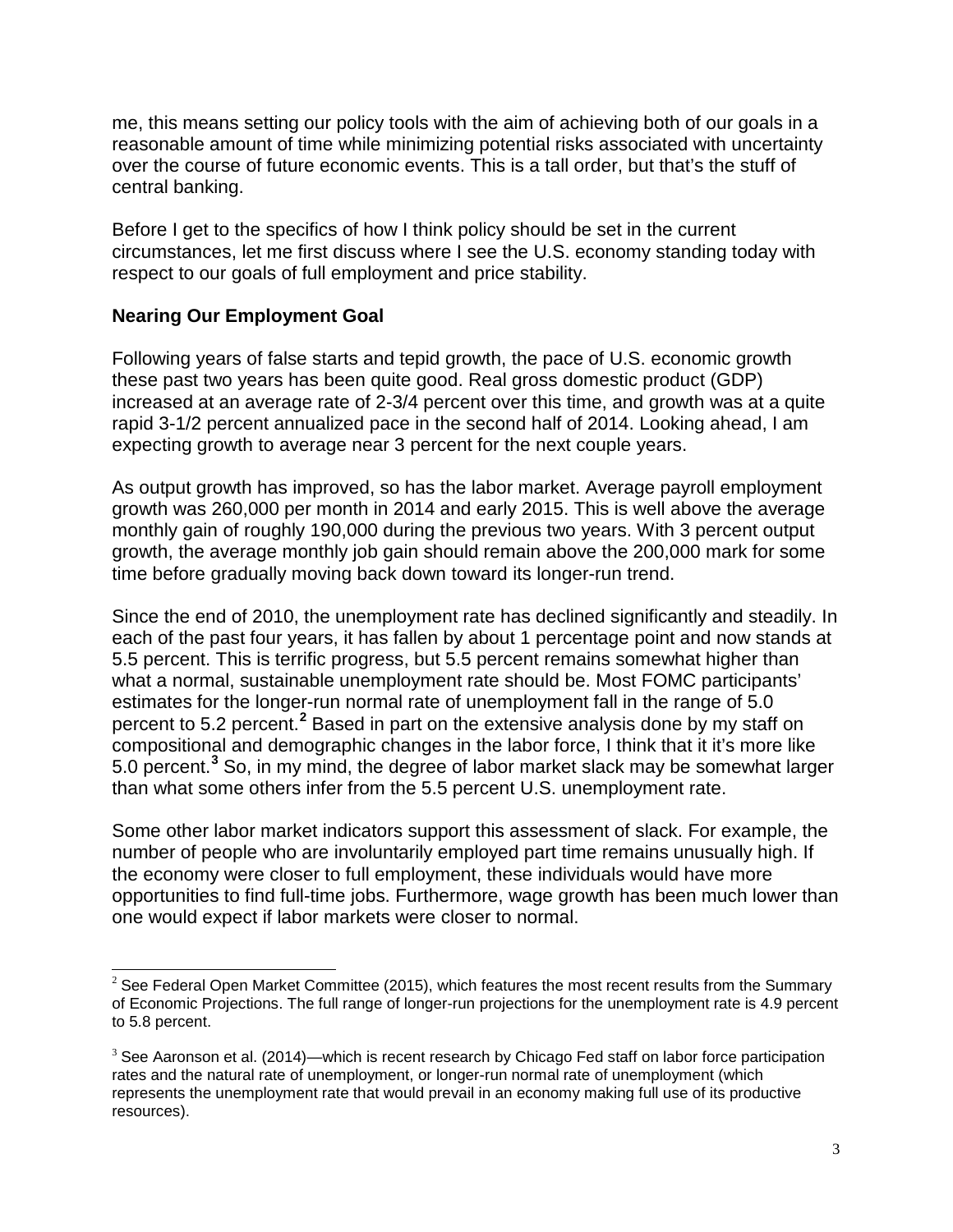me, this means setting our policy tools with the aim of achieving both of our goals in a reasonable amount of time while minimizing potential risks associated with uncertainty over the course of future economic events. This is a tall order, but that's the stuff of central banking.

Before I get to the specifics of how I think policy should be set in the current circumstances, let me first discuss where I see the U.S. economy standing today with respect to our goals of full employment and price stability.

**Nearing Our Employment Goal**

Following years of false starts and tepid growth, the pace of U.S. economic growth these past two years has been quite good. Real gross domestic product (GDP) increased at an average rate of 2-3/4 percent over this time, and growth was at a quite rapid 3-1/2 percent annualized pace in the second half of 2014. Looking ahead, I am expecting growth to average near 3 percent for the next couple years.

As output growth has improved, so has the labor market. Average payroll employment growth was 260,000 per month in 2014 and early 2015. This is well above the average monthly gain of roughly 190,000 during the previous two years. With 3 percent output growth, the average monthly job gain should remain above the 200,000 mark for some time before gradually moving back down toward its longer-run trend.

Since the end of 2010, the unemployment rate has declined significantly and steadily. In each of the past four years, it has fallen by about 1 percentage point and now stands at 5.5 percent. This is terrific progress, but 5.5 percent remains somewhat higher than what a normal, sustainable unemployment rate should be. Most FOMC participants' estimates for the longer-run normal rate of unemployment fall in the range of 5.0 percent to 5.2 percent.[2] Based in part on the extensive analysis done by my staff on compositional and demographic changes in the labor force, I think that it it's more like 5.0 percent.[3] So, in my mind, the degree of labor market slack may be somewhat larger than what some others infer from the 5.5 percent U.S. unemployment rate.

Some other labor market indicators support this assessment of slack. For example, the number of people who are involuntarily employed part time remains unusually high. If the economy were closer to full employment, these individuals would have more opportunities to find full-time jobs. Furthermore, wage growth has been much lower than one would expect if labor markets were closer to normal.

[2] See Federal Open Market Committee (2015), which features the most recent results from the Summary of Economic Projections. The full range of longer-run projections for the unemployment rate is 4.9 percent to 5.8 percent.

[3] See Aaronson et al. (2014)—which is recent research by Chicago Fed staff on labor force participation rates and the natural rate of unemployment, or longer-run normal rate of unemployment (which represents the unemployment rate that would prevail in an economy making full use of its productive resources).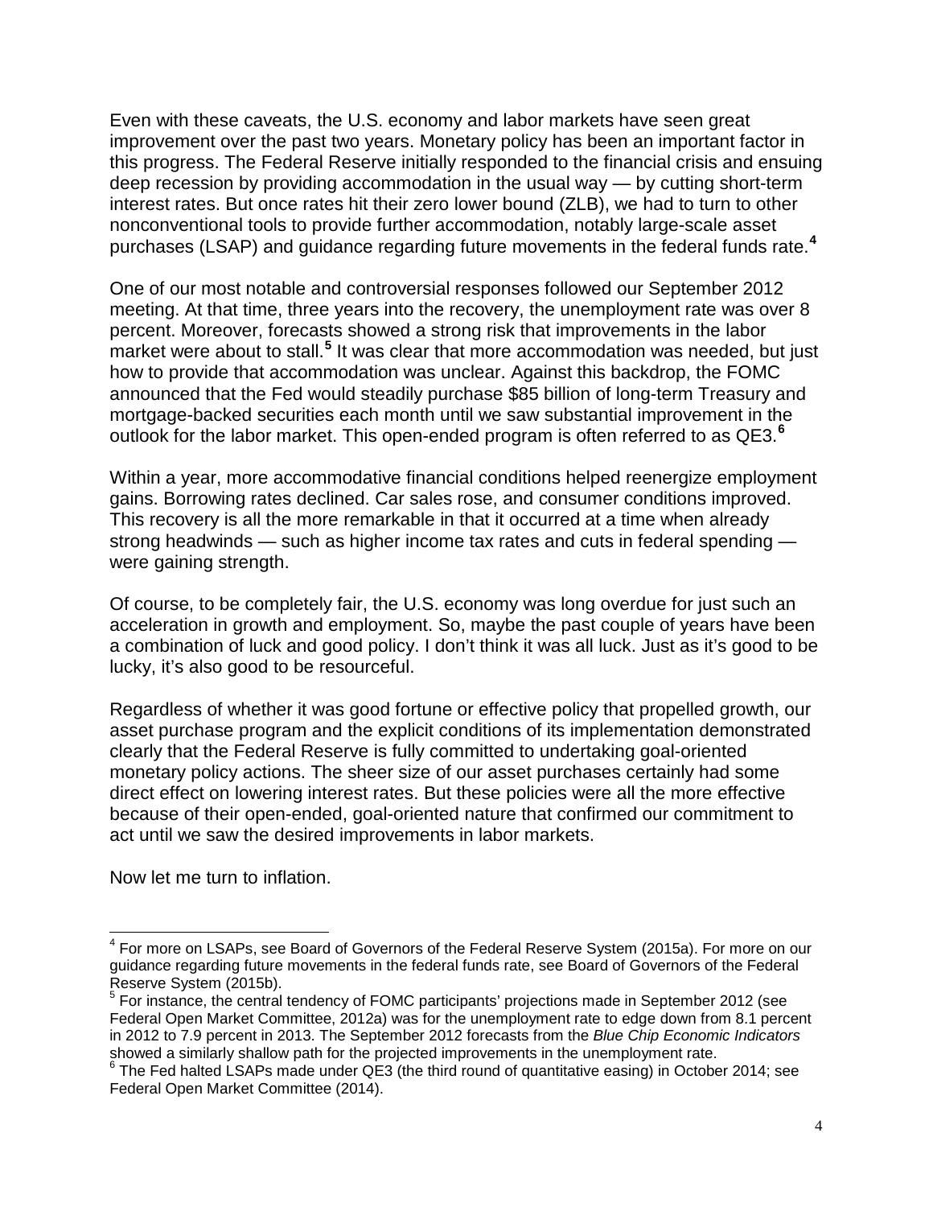Even with these caveats, the U.S. economy and labor markets have seen great improvement over the past two years. Monetary policy has been an important factor in this progress. The Federal Reserve initially responded to the financial crisis and ensuing deep recession by providing accommodation in the usual way — by cutting short-term interest rates. But once rates hit their zero lower bound (ZLB), we had to turn to other nonconventional tools to provide further accommodation, notably large-scale asset purchases (LSAP) and guidance regarding future movements in the federal funds rate.[4]

One of our most notable and controversial responses followed our September 2012 meeting. At that time, three years into the recovery, the unemployment rate was over 8 percent. Moreover, forecasts showed a strong risk that improvements in the labor market were about to stall.[5] It was clear that more accommodation was needed, but just how to provide that accommodation was unclear. Against this backdrop, the FOMC announced that the Fed would steadily purchase $85 billion of long-term Treasury and mortgage-backed securities each month until we saw substantial improvement in the outlook for the labor market. This open-ended program is often referred to as QE3.[6]

Within a year, more accommodative financial conditions helped reenergize employment gains. Borrowing rates declined. Car sales rose, and consumer conditions improved. This recovery is all the more remarkable in that it occurred at a time when already strong headwinds — such as higher income tax rates and cuts in federal spending — were gaining strength.

Of course, to be completely fair, the U.S. economy was long overdue for just such an acceleration in growth and employment. So, maybe the past couple of years have been a combination of luck and good policy. I don't think it was all luck. Just as it's good to be lucky, it's also good to be resourceful.

Regardless of whether it was good fortune or effective policy that propelled growth, our asset purchase program and the explicit conditions of its implementation demonstrated clearly that the Federal Reserve is fully committed to undertaking goal-oriented monetary policy actions. The sheer size of our asset purchases certainly had some direct effect on lowering interest rates. But these policies were all the more effective because of their open-ended, goal-oriented nature that confirmed our commitment to act until we saw the desired improvements in labor markets.

Now let me turn to inflation.

---

[4] For more on LSAPs, see Board of Governors of the Federal Reserve System (2015a). For more on our guidance regarding future movements in the federal funds rate, see Board of Governors of the Federal Reserve System (2015b).

[5] For instance, the central tendency of FOMC participants' projections made in September 2012 (see Federal Open Market Committee, 2012a) was for the unemployment rate to edge down from 8.1 percent in 2012 to 7.9 percent in 2013. The September 2012 forecasts from the *Blue Chip Economic Indicators* showed a similarly shallow path for the projected improvements in the unemployment rate.

[6] The Fed halted LSAPs made under QE3 (the third round of quantitative easing) in October 2014; see Federal Open Market Committee (2014).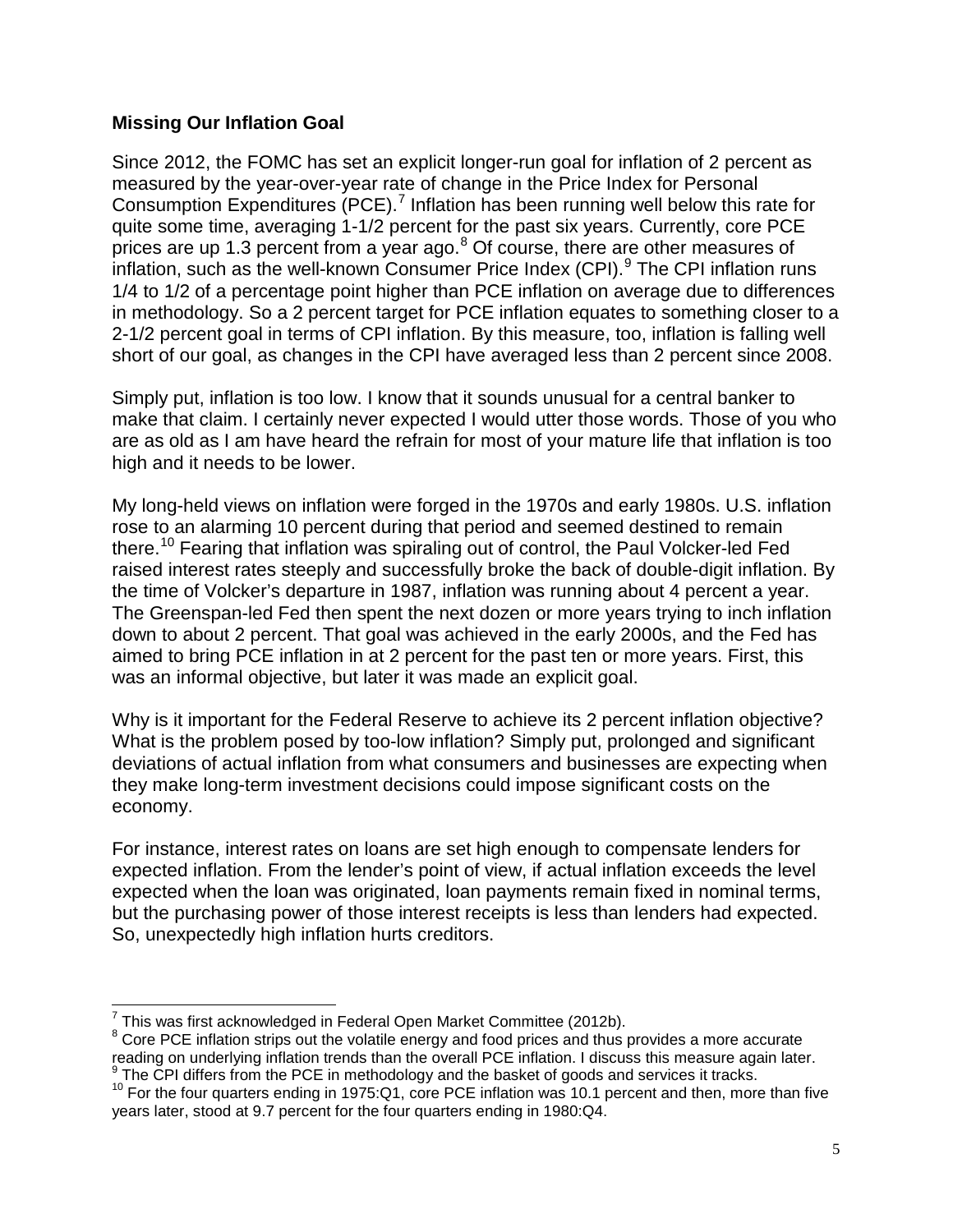**Missing Our Inflation Goal**

Since 2012, the FOMC has set an explicit longer-run goal for inflation of 2 percent as measured by the year-over-year rate of change in the Price Index for Personal Consumption Expenditures (PCE).[7] Inflation has been running well below this rate for quite some time, averaging 1-1/2 percent for the past six years. Currently, core PCE prices are up 1.3 percent from a year ago.[8] Of course, there are other measures of inflation, such as the well-known Consumer Price Index (CPI).[9] The CPI inflation runs 1/4 to 1/2 of a percentage point higher than PCE inflation on average due to differences in methodology. So a 2 percent target for PCE inflation equates to something closer to a 2-1/2 percent goal in terms of CPI inflation. By this measure, too, inflation is falling well short of our goal, as changes in the CPI have averaged less than 2 percent since 2008.

Simply put, inflation is too low. I know that it sounds unusual for a central banker to make that claim. I certainly never expected I would utter those words. Those of you who are as old as I am have heard the refrain for most of your mature life that inflation is too high and it needs to be lower.

My long-held views on inflation were forged in the 1970s and early 1980s. U.S. inflation rose to an alarming 10 percent during that period and seemed destined to remain there.[10] Fearing that inflation was spiraling out of control, the Paul Volcker-led Fed raised interest rates steeply and successfully broke the back of double-digit inflation. By the time of Volcker's departure in 1987, inflation was running about 4 percent a year. The Greenspan-led Fed then spent the next dozen or more years trying to inch inflation down to about 2 percent. That goal was achieved in the early 2000s, and the Fed has aimed to bring PCE inflation in at 2 percent for the past ten or more years. First, this was an informal objective, but later it was made an explicit goal.

Why is it important for the Federal Reserve to achieve its 2 percent inflation objective? What is the problem posed by too-low inflation? Simply put, prolonged and significant deviations of actual inflation from what consumers and businesses are expecting when they make long-term investment decisions could impose significant costs on the economy.

For instance, interest rates on loans are set high enough to compensate lenders for expected inflation. From the lender's point of view, if actual inflation exceeds the level expected when the loan was originated, loan payments remain fixed in nominal terms, but the purchasing power of those interest receipts is less than lenders had expected. So, unexpectedly high inflation hurts creditors.

---

[7] This was first acknowledged in Federal Open Market Committee (2012b).

[8] Core PCE inflation strips out the volatile energy and food prices and thus provides a more accurate reading on underlying inflation trends than the overall PCE inflation. I discuss this measure again later.

[9] The CPI differs from the PCE in methodology and the basket of goods and services it tracks.

[10] For the four quarters ending in 1975:Q1, core PCE inflation was 10.1 percent and then, more than five years later, stood at 9.7 percent for the four quarters ending in 1980:Q4.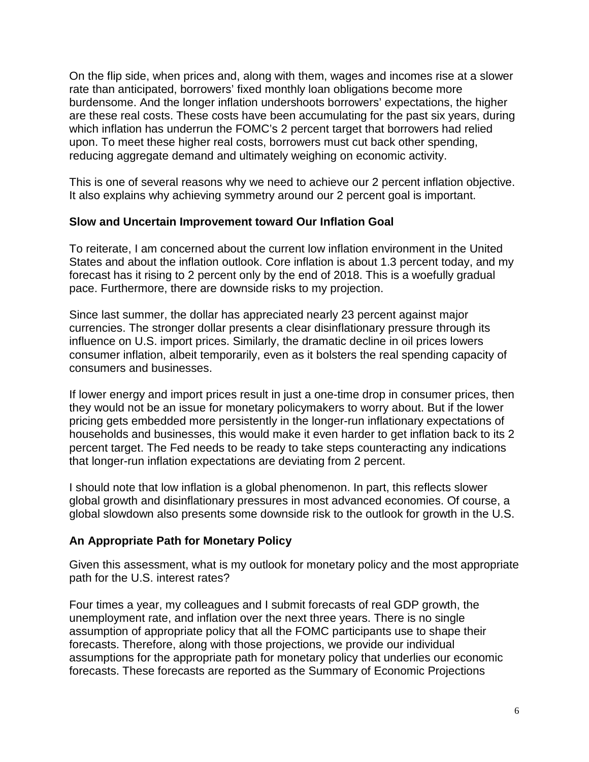On the flip side, when prices and, along with them, wages and incomes rise at a slower rate than anticipated, borrowers' fixed monthly loan obligations become more burdensome. And the longer inflation undershoots borrowers' expectations, the higher are these real costs. These costs have been accumulating for the past six years, during which inflation has underrun the FOMC's 2 percent target that borrowers had relied upon. To meet these higher real costs, borrowers must cut back other spending, reducing aggregate demand and ultimately weighing on economic activity.

This is one of several reasons why we need to achieve our 2 percent inflation objective. It also explains why achieving symmetry around our 2 percent goal is important.

**Slow and Uncertain Improvement toward Our Inflation Goal**

To reiterate, I am concerned about the current low inflation environment in the United States and about the inflation outlook. Core inflation is about 1.3 percent today, and my forecast has it rising to 2 percent only by the end of 2018. This is a woefully gradual pace. Furthermore, there are downside risks to my projection.

Since last summer, the dollar has appreciated nearly 23 percent against major currencies. The stronger dollar presents a clear disinflationary pressure through its influence on U.S. import prices. Similarly, the dramatic decline in oil prices lowers consumer inflation, albeit temporarily, even as it bolsters the real spending capacity of consumers and businesses.

If lower energy and import prices result in just a one-time drop in consumer prices, then they would not be an issue for monetary policymakers to worry about. But if the lower pricing gets embedded more persistently in the longer-run inflationary expectations of households and businesses, this would make it even harder to get inflation back to its 2 percent target. The Fed needs to be ready to take steps counteracting any indications that longer-run inflation expectations are deviating from 2 percent.

I should note that low inflation is a global phenomenon. In part, this reflects slower global growth and disinflationary pressures in most advanced economies. Of course, a global slowdown also presents some downside risk to the outlook for growth in the U.S.

**An Appropriate Path for Monetary Policy**

Given this assessment, what is my outlook for monetary policy and the most appropriate path for the U.S. interest rates?

Four times a year, my colleagues and I submit forecasts of real GDP growth, the unemployment rate, and inflation over the next three years. There is no single assumption of appropriate policy that all the FOMC participants use to shape their forecasts. Therefore, along with those projections, we provide our individual assumptions for the appropriate path for monetary policy that underlies our economic forecasts. These forecasts are reported as the Summary of Economic Projections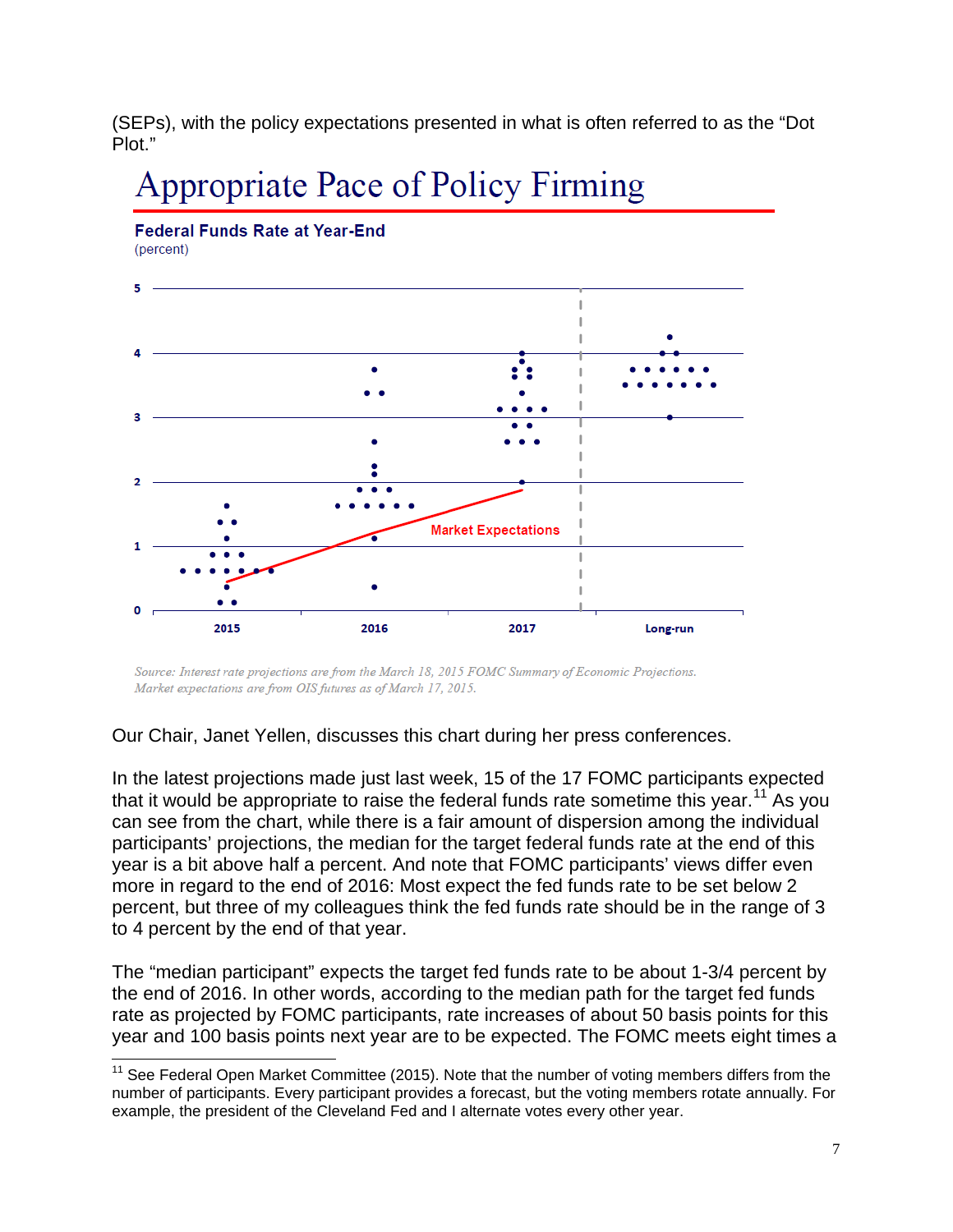(SEPs), with the policy expectations presented in what is often referred to as the "Dot Plot."

## Appropriate Pace of Policy Firming

**Federal Funds Rate at Year-End**
(percent)

*Source: Interest rate projections are from the March 18, 2015 FOMC Summary of Economic Projections. Market expectations are from OIS futures as of March 17, 2015.*

Our Chair, Janet Yellen, discusses this chart during her press conferences.

In the latest projections made just last week, 15 of the 17 FOMC participants expected that it would be appropriate to raise the federal funds rate sometime this year.[11] As you can see from the chart, while there is a fair amount of dispersion among the individual participants' projections, the median for the target federal funds rate at the end of this year is a bit above half a percent. And note that FOMC participants' views differ even more in regard to the end of 2016: Most expect the fed funds rate to be set below 2 percent, but three of my colleagues think the fed funds rate should be in the range of 3 to 4 percent by the end of that year.

The "median participant" expects the target fed funds rate to be about 1-3/4 percent by the end of 2016. In other words, according to the median path for the target fed funds rate as projected by FOMC participants, rate increases of about 50 basis points for this year and 100 basis points next year are to be expected. The FOMC meets eight times a

---

[11] See Federal Open Market Committee (2015). Note that the number of voting members differs from the number of participants. Every participant provides a forecast, but the voting members rotate annually. For example, the president of the Cleveland Fed and I alternate votes every other year.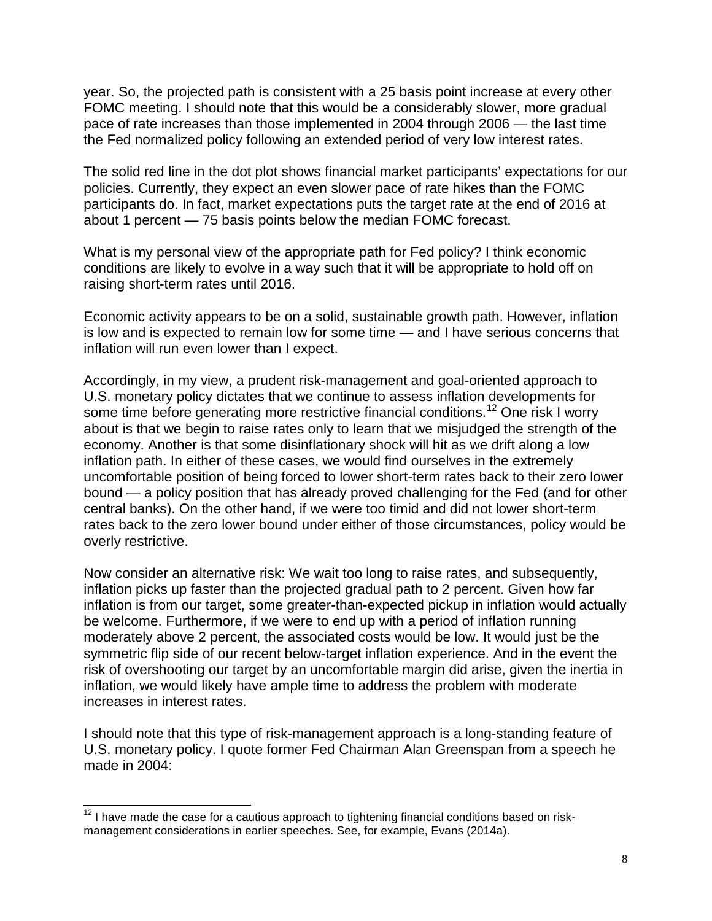year. So, the projected path is consistent with a 25 basis point increase at every other FOMC meeting. I should note that this would be a considerably slower, more gradual pace of rate increases than those implemented in 2004 through 2006 — the last time the Fed normalized policy following an extended period of very low interest rates.

The solid red line in the dot plot shows financial market participants' expectations for our policies. Currently, they expect an even slower pace of rate hikes than the FOMC participants do. In fact, market expectations puts the target rate at the end of 2016 at about 1 percent — 75 basis points below the median FOMC forecast.

What is my personal view of the appropriate path for Fed policy? I think economic conditions are likely to evolve in a way such that it will be appropriate to hold off on raising short-term rates until 2016.

Economic activity appears to be on a solid, sustainable growth path. However, inflation is low and is expected to remain low for some time — and I have serious concerns that inflation will run even lower than I expect.

Accordingly, in my view, a prudent risk-management and goal-oriented approach to U.S. monetary policy dictates that we continue to assess inflation developments for some time before generating more restrictive financial conditions.[12] One risk I worry about is that we begin to raise rates only to learn that we misjudged the strength of the economy. Another is that some disinflationary shock will hit as we drift along a low inflation path. In either of these cases, we would find ourselves in the extremely uncomfortable position of being forced to lower short-term rates back to their zero lower bound — a policy position that has already proved challenging for the Fed (and for other central banks). On the other hand, if we were too timid and did not lower short-term rates back to the zero lower bound under either of those circumstances, policy would be overly restrictive.

Now consider an alternative risk: We wait too long to raise rates, and subsequently, inflation picks up faster than the projected gradual path to 2 percent. Given how far inflation is from our target, some greater-than-expected pickup in inflation would actually be welcome. Furthermore, if we were to end up with a period of inflation running moderately above 2 percent, the associated costs would be low. It would just be the symmetric flip side of our recent below-target inflation experience. And in the event the risk of overshooting our target by an uncomfortable margin did arise, given the inertia in inflation, we would likely have ample time to address the problem with moderate increases in interest rates.

I should note that this type of risk-management approach is a long-standing feature of U.S. monetary policy. I quote former Fed Chairman Alan Greenspan from a speech he made in 2004:

[12] I have made the case for a cautious approach to tightening financial conditions based on risk-management considerations in earlier speeches. See, for example, Evans (2014a).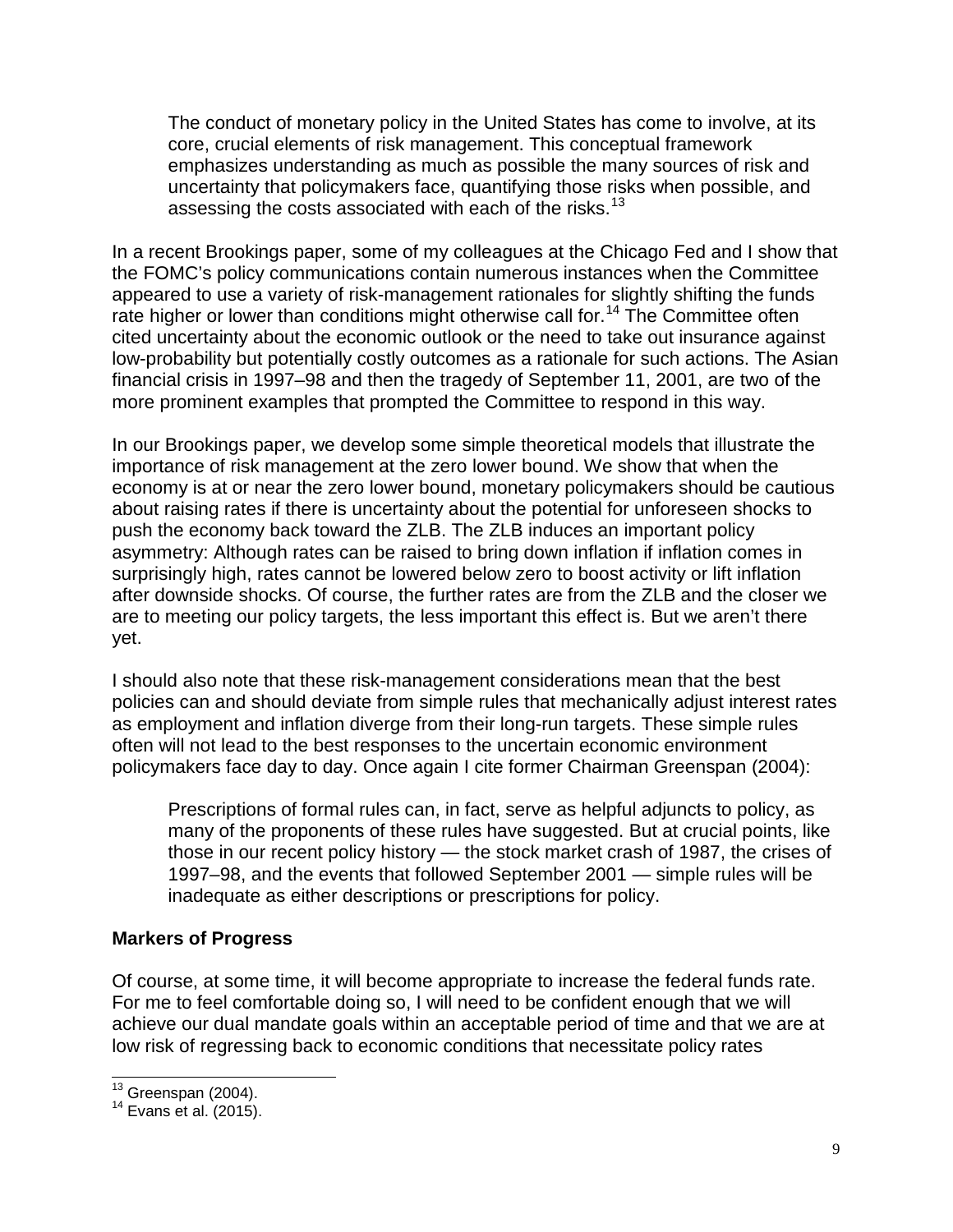> The conduct of monetary policy in the United States has come to involve, at its core, crucial elements of risk management. This conceptual framework emphasizes understanding as much as possible the many sources of risk and uncertainty that policymakers face, quantifying those risks when possible, and assessing the costs associated with each of the risks.[13]

In a recent Brookings paper, some of my colleagues at the Chicago Fed and I show that the FOMC's policy communications contain numerous instances when the Committee appeared to use a variety of risk-management rationales for slightly shifting the funds rate higher or lower than conditions might otherwise call for.[14] The Committee often cited uncertainty about the economic outlook or the need to take out insurance against low-probability but potentially costly outcomes as a rationale for such actions. The Asian financial crisis in 1997–98 and then the tragedy of September 11, 2001, are two of the more prominent examples that prompted the Committee to respond in this way.

In our Brookings paper, we develop some simple theoretical models that illustrate the importance of risk management at the zero lower bound. We show that when the economy is at or near the zero lower bound, monetary policymakers should be cautious about raising rates if there is uncertainty about the potential for unforeseen shocks to push the economy back toward the ZLB. The ZLB induces an important policy asymmetry: Although rates can be raised to bring down inflation if inflation comes in surprisingly high, rates cannot be lowered below zero to boost activity or lift inflation after downside shocks. Of course, the further rates are from the ZLB and the closer we are to meeting our policy targets, the less important this effect is. But we aren't there yet.

I should also note that these risk-management considerations mean that the best policies can and should deviate from simple rules that mechanically adjust interest rates as employment and inflation diverge from their long-run targets. These simple rules often will not lead to the best responses to the uncertain economic environment policymakers face day to day. Once again I cite former Chairman Greenspan (2004):

> Prescriptions of formal rules can, in fact, serve as helpful adjuncts to policy, as many of the proponents of these rules have suggested. But at crucial points, like those in our recent policy history — the stock market crash of 1987, the crises of 1997–98, and the events that followed September 2001 — simple rules will be inadequate as either descriptions or prescriptions for policy.

**Markers of Progress**

Of course, at some time, it will become appropriate to increase the federal funds rate. For me to feel comfortable doing so, I will need to be confident enough that we will achieve our dual mandate goals within an acceptable period of time and that we are at low risk of regressing back to economic conditions that necessitate policy rates

---

[13] Greenspan (2004).

[14] Evans et al. (2015).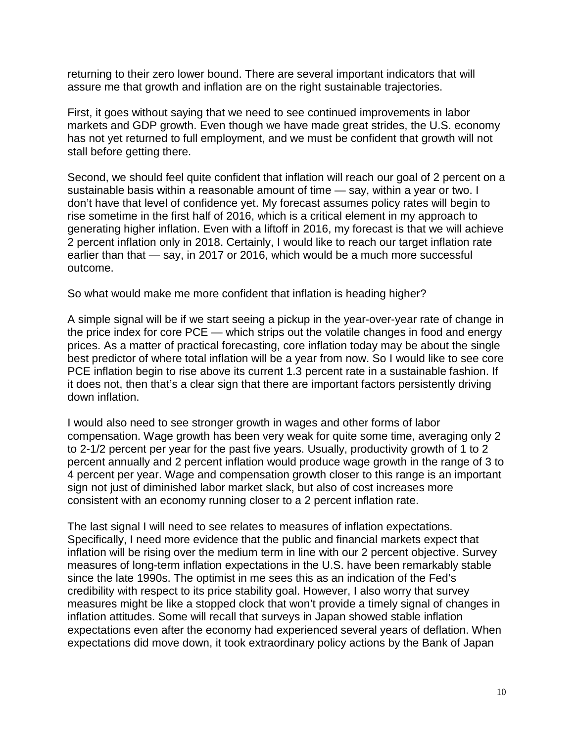returning to their zero lower bound. There are several important indicators that will assure me that growth and inflation are on the right sustainable trajectories.

First, it goes without saying that we need to see continued improvements in labor markets and GDP growth. Even though we have made great strides, the U.S. economy has not yet returned to full employment, and we must be confident that growth will not stall before getting there.

Second, we should feel quite confident that inflation will reach our goal of 2 percent on a sustainable basis within a reasonable amount of time — say, within a year or two. I don't have that level of confidence yet. My forecast assumes policy rates will begin to rise sometime in the first half of 2016, which is a critical element in my approach to generating higher inflation. Even with a liftoff in 2016, my forecast is that we will achieve 2 percent inflation only in 2018. Certainly, I would like to reach our target inflation rate earlier than that — say, in 2017 or 2016, which would be a much more successful outcome.

So what would make me more confident that inflation is heading higher?

A simple signal will be if we start seeing a pickup in the year-over-year rate of change in the price index for core PCE — which strips out the volatile changes in food and energy prices. As a matter of practical forecasting, core inflation today may be about the single best predictor of where total inflation will be a year from now. So I would like to see core PCE inflation begin to rise above its current 1.3 percent rate in a sustainable fashion. If it does not, then that's a clear sign that there are important factors persistently driving down inflation.

I would also need to see stronger growth in wages and other forms of labor compensation. Wage growth has been very weak for quite some time, averaging only 2 to 2-1/2 percent per year for the past five years. Usually, productivity growth of 1 to 2 percent annually and 2 percent inflation would produce wage growth in the range of 3 to 4 percent per year. Wage and compensation growth closer to this range is an important sign not just of diminished labor market slack, but also of cost increases more consistent with an economy running closer to a 2 percent inflation rate.

The last signal I will need to see relates to measures of inflation expectations. Specifically, I need more evidence that the public and financial markets expect that inflation will be rising over the medium term in line with our 2 percent objective. Survey measures of long-term inflation expectations in the U.S. have been remarkably stable since the late 1990s. The optimist in me sees this as an indication of the Fed's credibility with respect to its price stability goal. However, I also worry that survey measures might be like a stopped clock that won't provide a timely signal of changes in inflation attitudes. Some will recall that surveys in Japan showed stable inflation expectations even after the economy had experienced several years of deflation. When expectations did move down, it took extraordinary policy actions by the Bank of Japan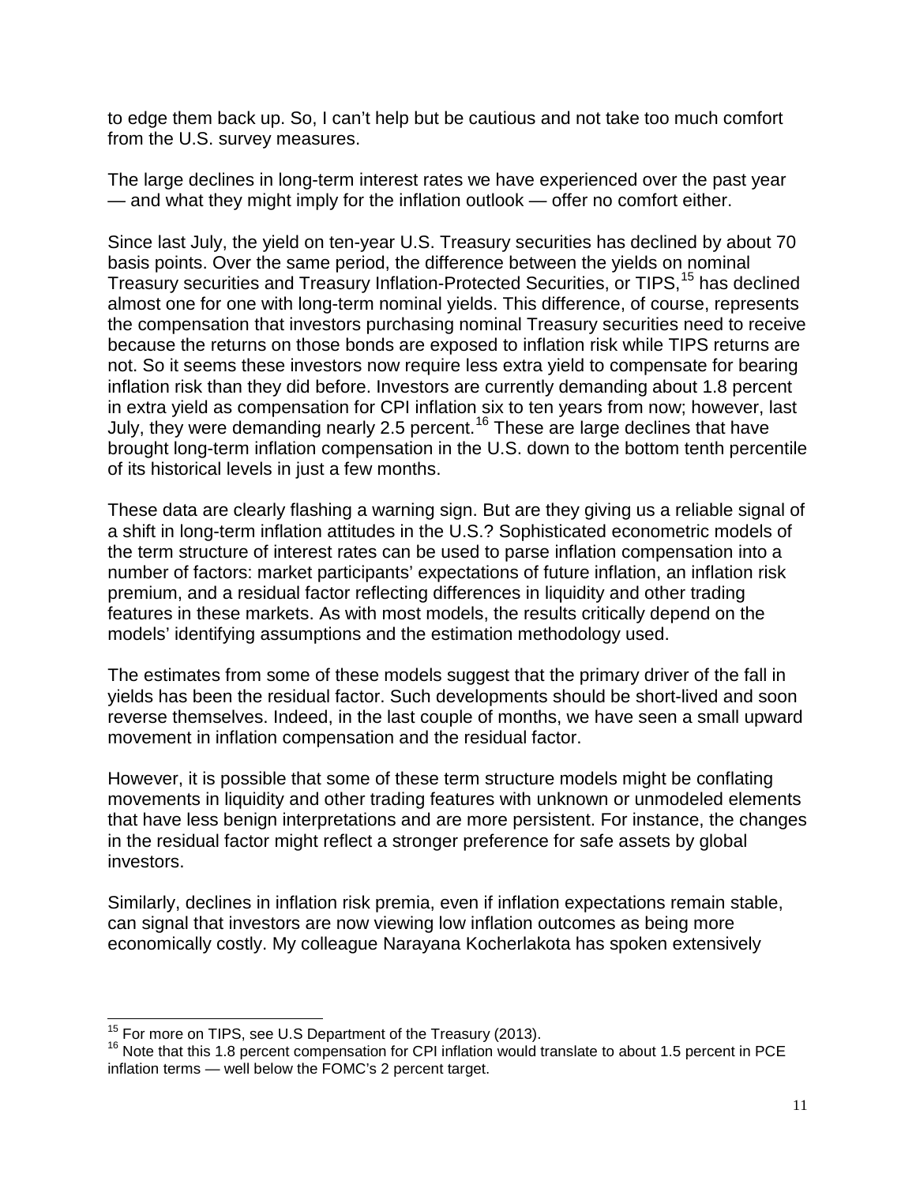to edge them back up. So, I can't help but be cautious and not take too much comfort from the U.S. survey measures.

The large declines in long-term interest rates we have experienced over the past year — and what they might imply for the inflation outlook — offer no comfort either.

Since last July, the yield on ten-year U.S. Treasury securities has declined by about 70 basis points. Over the same period, the difference between the yields on nominal Treasury securities and Treasury Inflation-Protected Securities, or TIPS,[15] has declined almost one for one with long-term nominal yields. This difference, of course, represents the compensation that investors purchasing nominal Treasury securities need to receive because the returns on those bonds are exposed to inflation risk while TIPS returns are not. So it seems these investors now require less extra yield to compensate for bearing inflation risk than they did before. Investors are currently demanding about 1.8 percent in extra yield as compensation for CPI inflation six to ten years from now; however, last July, they were demanding nearly 2.5 percent.[16] These are large declines that have brought long-term inflation compensation in the U.S. down to the bottom tenth percentile of its historical levels in just a few months.

These data are clearly flashing a warning sign. But are they giving us a reliable signal of a shift in long-term inflation attitudes in the U.S.? Sophisticated econometric models of the term structure of interest rates can be used to parse inflation compensation into a number of factors: market participants' expectations of future inflation, an inflation risk premium, and a residual factor reflecting differences in liquidity and other trading features in these markets. As with most models, the results critically depend on the models' identifying assumptions and the estimation methodology used.

The estimates from some of these models suggest that the primary driver of the fall in yields has been the residual factor. Such developments should be short-lived and soon reverse themselves. Indeed, in the last couple of months, we have seen a small upward movement in inflation compensation and the residual factor.

However, it is possible that some of these term structure models might be conflating movements in liquidity and other trading features with unknown or unmodeled elements that have less benign interpretations and are more persistent. For instance, the changes in the residual factor might reflect a stronger preference for safe assets by global investors.

Similarly, declines in inflation risk premia, even if inflation expectations remain stable, can signal that investors are now viewing low inflation outcomes as being more economically costly. My colleague Narayana Kocherlakota has spoken extensively

---

[15] For more on TIPS, see U.S Department of the Treasury (2013).

[16] Note that this 1.8 percent compensation for CPI inflation would translate to about 1.5 percent in PCE inflation terms — well below the FOMC's 2 percent target.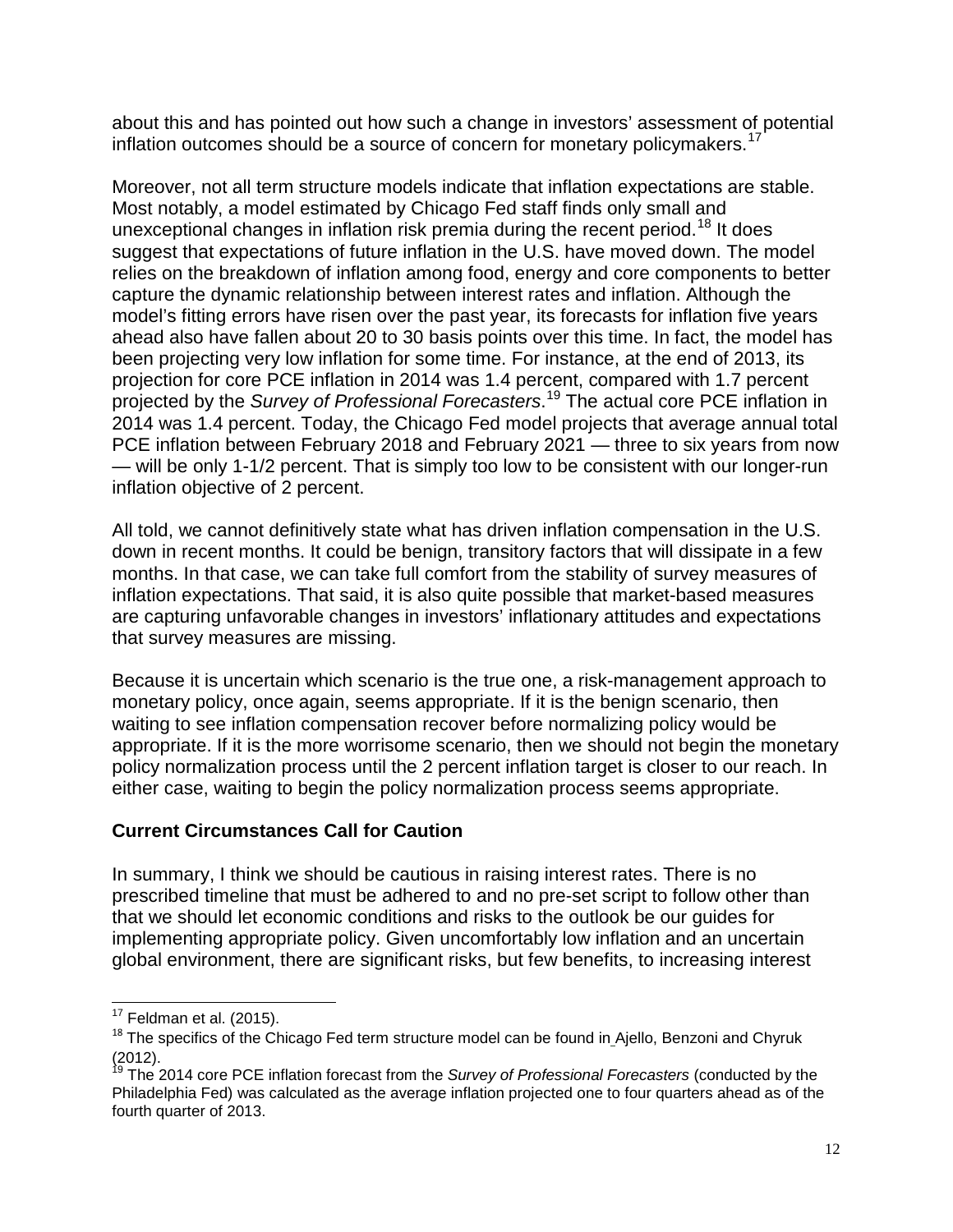about this and has pointed out how such a change in investors' assessment of potential inflation outcomes should be a source of concern for monetary policymakers.[17]

Moreover, not all term structure models indicate that inflation expectations are stable. Most notably, a model estimated by Chicago Fed staff finds only small and unexceptional changes in inflation risk premia during the recent period.[18] It does suggest that expectations of future inflation in the U.S. have moved down. The model relies on the breakdown of inflation among food, energy and core components to better capture the dynamic relationship between interest rates and inflation. Although the model's fitting errors have risen over the past year, its forecasts for inflation five years ahead also have fallen about 20 to 30 basis points over this time. In fact, the model has been projecting very low inflation for some time. For instance, at the end of 2013, its projection for core PCE inflation in 2014 was 1.4 percent, compared with 1.7 percent projected by the *Survey of Professional Forecasters*.[19] The actual core PCE inflation in 2014 was 1.4 percent. Today, the Chicago Fed model projects that average annual total PCE inflation between February 2018 and February 2021 — three to six years from now — will be only 1-1/2 percent. That is simply too low to be consistent with our longer-run inflation objective of 2 percent.

All told, we cannot definitively state what has driven inflation compensation in the U.S. down in recent months. It could be benign, transitory factors that will dissipate in a few months. In that case, we can take full comfort from the stability of survey measures of inflation expectations. That said, it is also quite possible that market-based measures are capturing unfavorable changes in investors' inflationary attitudes and expectations that survey measures are missing.

Because it is uncertain which scenario is the true one, a risk-management approach to monetary policy, once again, seems appropriate. If it is the benign scenario, then waiting to see inflation compensation recover before normalizing policy would be appropriate. If it is the more worrisome scenario, then we should not begin the monetary policy normalization process until the 2 percent inflation target is closer to our reach. In either case, waiting to begin the policy normalization process seems appropriate.

## Current Circumstances Call for Caution

In summary, I think we should be cautious in raising interest rates. There is no prescribed timeline that must be adhered to and no pre-set script to follow other than that we should let economic conditions and risks to the outlook be our guides for implementing appropriate policy. Given uncomfortably low inflation and an uncertain global environment, there are significant risks, but few benefits, to increasing interest

---

[17] Feldman et al. (2015).

[18] The specifics of the Chicago Fed term structure model can be found in Ajello, Benzoni and Chyruk (2012).

[19] The 2014 core PCE inflation forecast from the *Survey of Professional Forecasters* (conducted by the Philadelphia Fed) was calculated as the average inflation projected one to four quarters ahead as of the fourth quarter of 2013.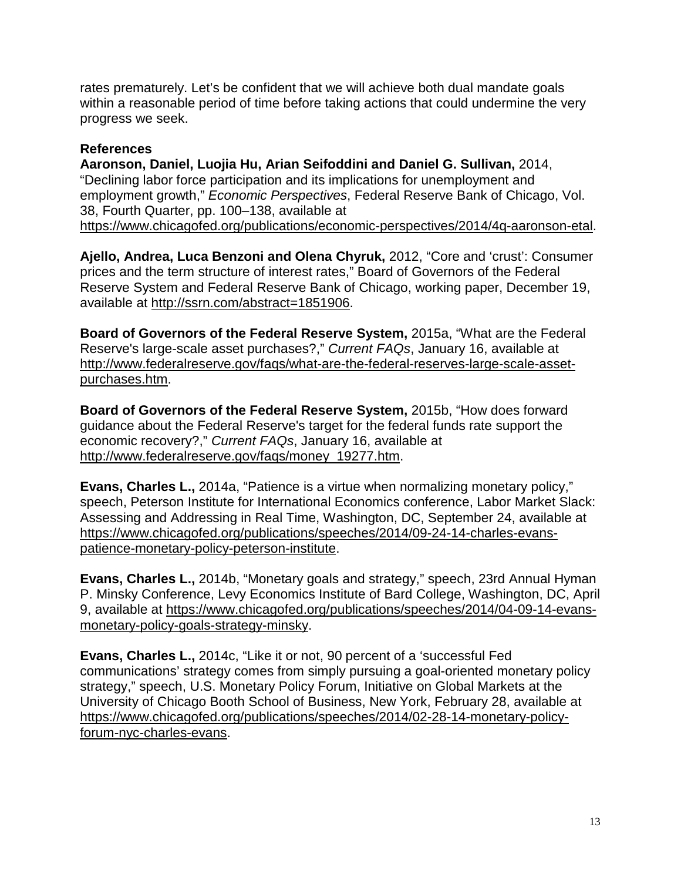rates prematurely. Let's be confident that we will achieve both dual mandate goals within a reasonable period of time before taking actions that could undermine the very progress we seek.

**References**

**Aaronson, Daniel, Luojia Hu, Arian Seifoddini and Daniel G. Sullivan,** 2014, "Declining labor force participation and its implications for unemployment and employment growth," *Economic Perspectives*, Federal Reserve Bank of Chicago, Vol. 38, Fourth Quarter, pp. 100–138, available at https://www.chicagofed.org/publications/economic-perspectives/2014/4q-aaronson-etal.

**Ajello, Andrea, Luca Benzoni and Olena Chyruk,** 2012, "Core and 'crust': Consumer prices and the term structure of interest rates," Board of Governors of the Federal Reserve System and Federal Reserve Bank of Chicago, working paper, December 19, available at http://ssrn.com/abstract=1851906.

**Board of Governors of the Federal Reserve System,** 2015a, "What are the Federal Reserve's large-scale asset purchases?," *Current FAQs*, January 16, available at http://www.federalreserve.gov/faqs/what-are-the-federal-reserves-large-scale-asset-purchases.htm.

**Board of Governors of the Federal Reserve System,** 2015b, "How does forward guidance about the Federal Reserve's target for the federal funds rate support the economic recovery?," *Current FAQs*, January 16, available at http://www.federalreserve.gov/faqs/money_19277.htm.

**Evans, Charles L.,** 2014a, "Patience is a virtue when normalizing monetary policy," speech, Peterson Institute for International Economics conference, Labor Market Slack: Assessing and Addressing in Real Time, Washington, DC, September 24, available at https://www.chicagofed.org/publications/speeches/2014/09-24-14-charles-evans-patience-monetary-policy-peterson-institute.

**Evans, Charles L.,** 2014b, "Monetary goals and strategy," speech, 23rd Annual Hyman P. Minsky Conference, Levy Economics Institute of Bard College, Washington, DC, April 9, available at https://www.chicagofed.org/publications/speeches/2014/04-09-14-evans-monetary-policy-goals-strategy-minsky.

**Evans, Charles L.,** 2014c, "Like it or not, 90 percent of a 'successful Fed communications' strategy comes from simply pursuing a goal-oriented monetary policy strategy," speech, U.S. Monetary Policy Forum, Initiative on Global Markets at the University of Chicago Booth School of Business, New York, February 28, available at https://www.chicagofed.org/publications/speeches/2014/02-28-14-monetary-policy-forum-nyc-charles-evans.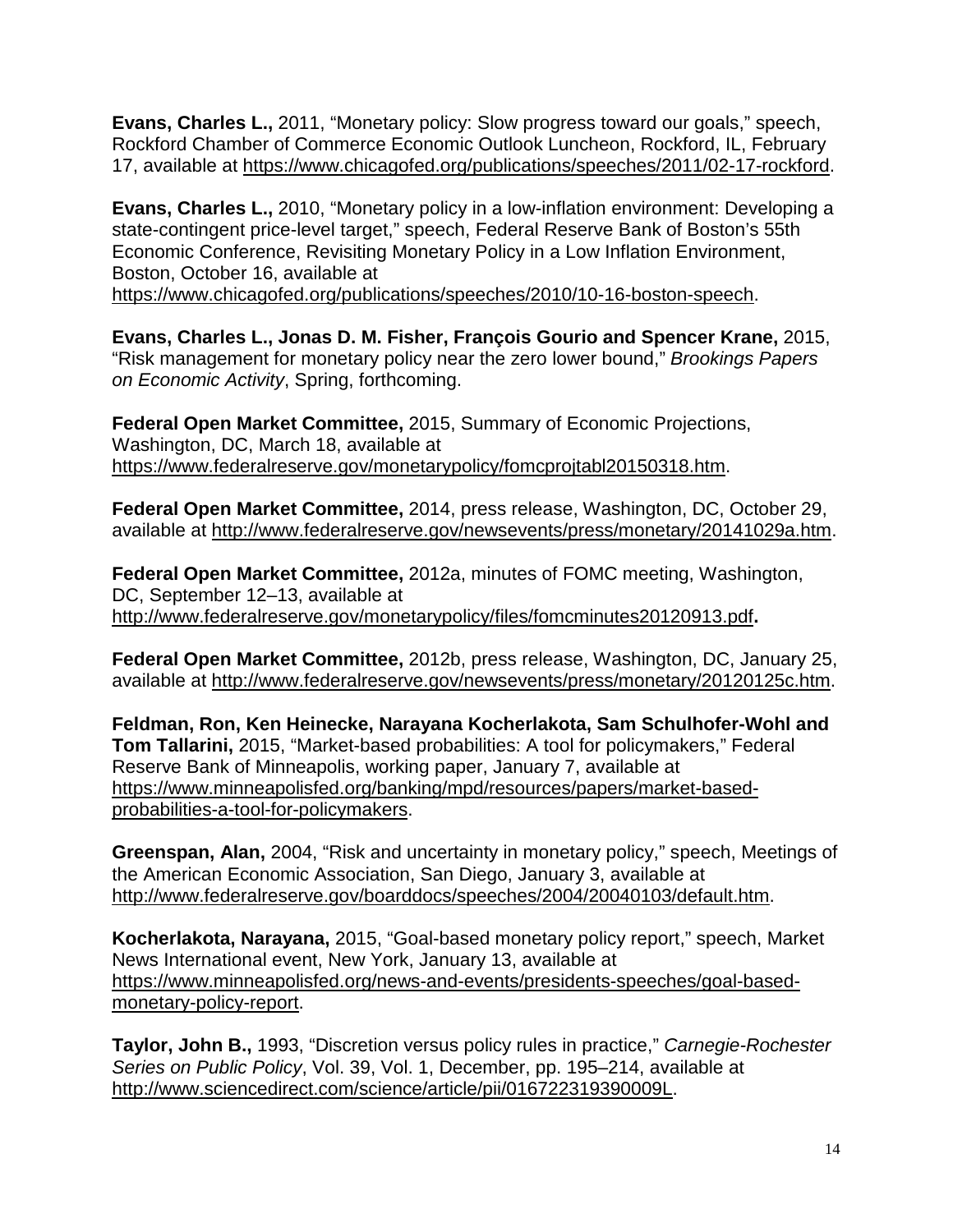**Evans, Charles L.,** 2011, "Monetary policy: Slow progress toward our goals," speech, Rockford Chamber of Commerce Economic Outlook Luncheon, Rockford, IL, February 17, available at https://www.chicagofed.org/publications/speeches/2011/02-17-rockford.

**Evans, Charles L.,** 2010, "Monetary policy in a low-inflation environment: Developing a state-contingent price-level target," speech, Federal Reserve Bank of Boston's 55th Economic Conference, Revisiting Monetary Policy in a Low Inflation Environment, Boston, October 16, available at https://www.chicagofed.org/publications/speeches/2010/10-16-boston-speech.

**Evans, Charles L., Jonas D. M. Fisher, François Gourio and Spencer Krane,** 2015, "Risk management for monetary policy near the zero lower bound," *Brookings Papers on Economic Activity*, Spring, forthcoming.

**Federal Open Market Committee,** 2015, Summary of Economic Projections, Washington, DC, March 18, available at https://www.federalreserve.gov/monetarypolicy/fomcprojtabl20150318.htm.

**Federal Open Market Committee,** 2014, press release, Washington, DC, October 29, available at http://www.federalreserve.gov/newsevents/press/monetary/20141029a.htm.

**Federal Open Market Committee,** 2012a, minutes of FOMC meeting, Washington, DC, September 12–13, available at http://www.federalreserve.gov/monetarypolicy/files/fomcminutes20120913.pdf**.**

**Federal Open Market Committee,** 2012b, press release, Washington, DC, January 25, available at http://www.federalreserve.gov/newsevents/press/monetary/20120125c.htm.

**Feldman, Ron, Ken Heinecke, Narayana Kocherlakota, Sam Schulhofer-Wohl and Tom Tallarini,** 2015, "Market-based probabilities: A tool for policymakers," Federal Reserve Bank of Minneapolis, working paper, January 7, available at https://www.minneapolisfed.org/banking/mpd/resources/papers/market-based-probabilities-a-tool-for-policymakers.

**Greenspan, Alan,** 2004, "Risk and uncertainty in monetary policy," speech, Meetings of the American Economic Association, San Diego, January 3, available at http://www.federalreserve.gov/boarddocs/speeches/2004/20040103/default.htm.

**Kocherlakota, Narayana,** 2015, "Goal-based monetary policy report," speech, Market News International event, New York, January 13, available at https://www.minneapolisfed.org/news-and-events/presidents-speeches/goal-based-monetary-policy-report.

**Taylor, John B.,** 1993, "Discretion versus policy rules in practice," *Carnegie-Rochester Series on Public Policy*, Vol. 39, Vol. 1, December, pp. 195–214, available at http://www.sciencedirect.com/science/article/pii/016722319390009L.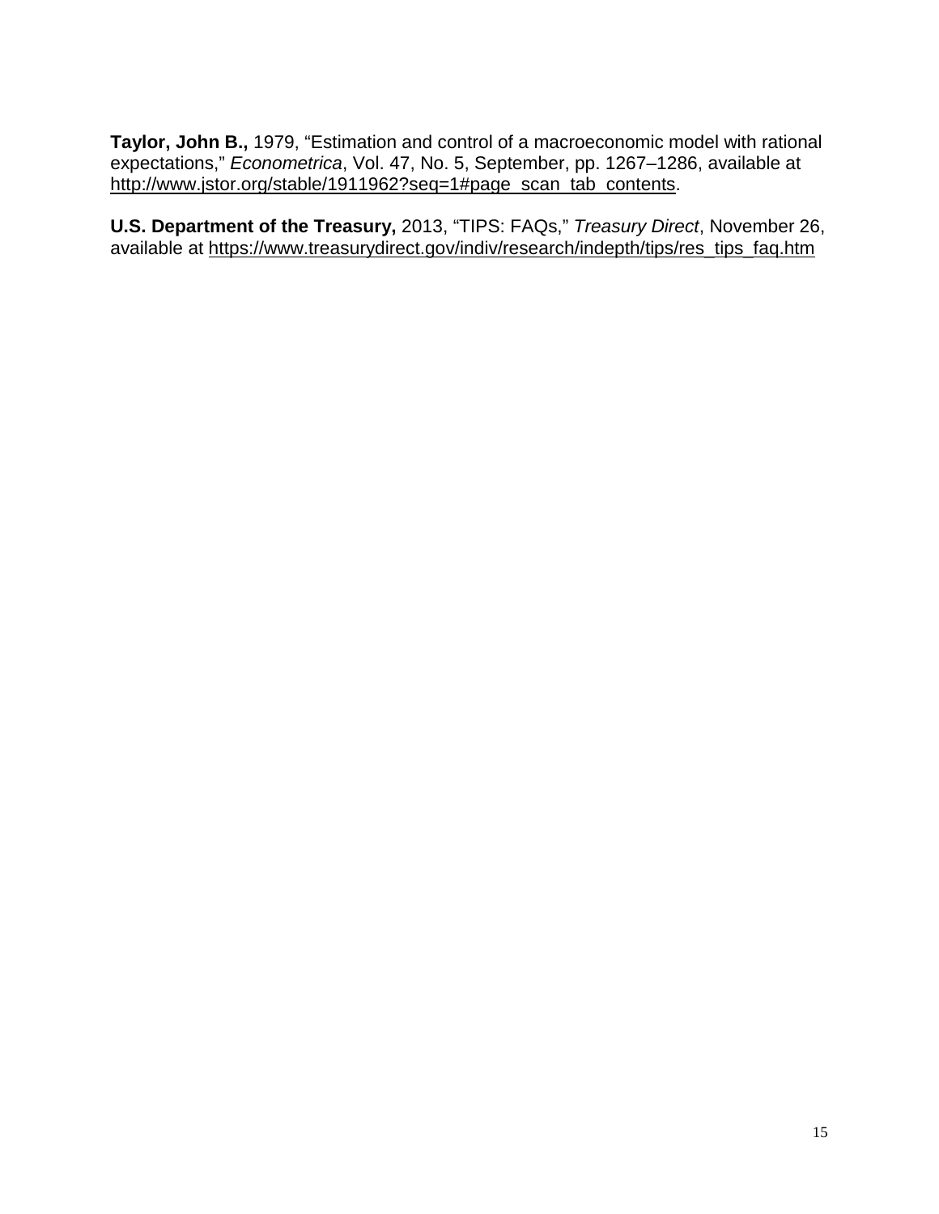**Taylor, John B.,** 1979, “Estimation and control of a macroeconomic model with rational expectations,” *Econometrica*, Vol. 47, No. 5, September, pp. 1267–1286, available at http://www.jstor.org/stable/1911962?seq=1#page_scan_tab_contents.

**U.S. Department of the Treasury,** 2013, “TIPS: FAQs,” *Treasury Direct*, November 26, available at https://www.treasurydirect.gov/indiv/research/indepth/tips/res_tips_faq.htm